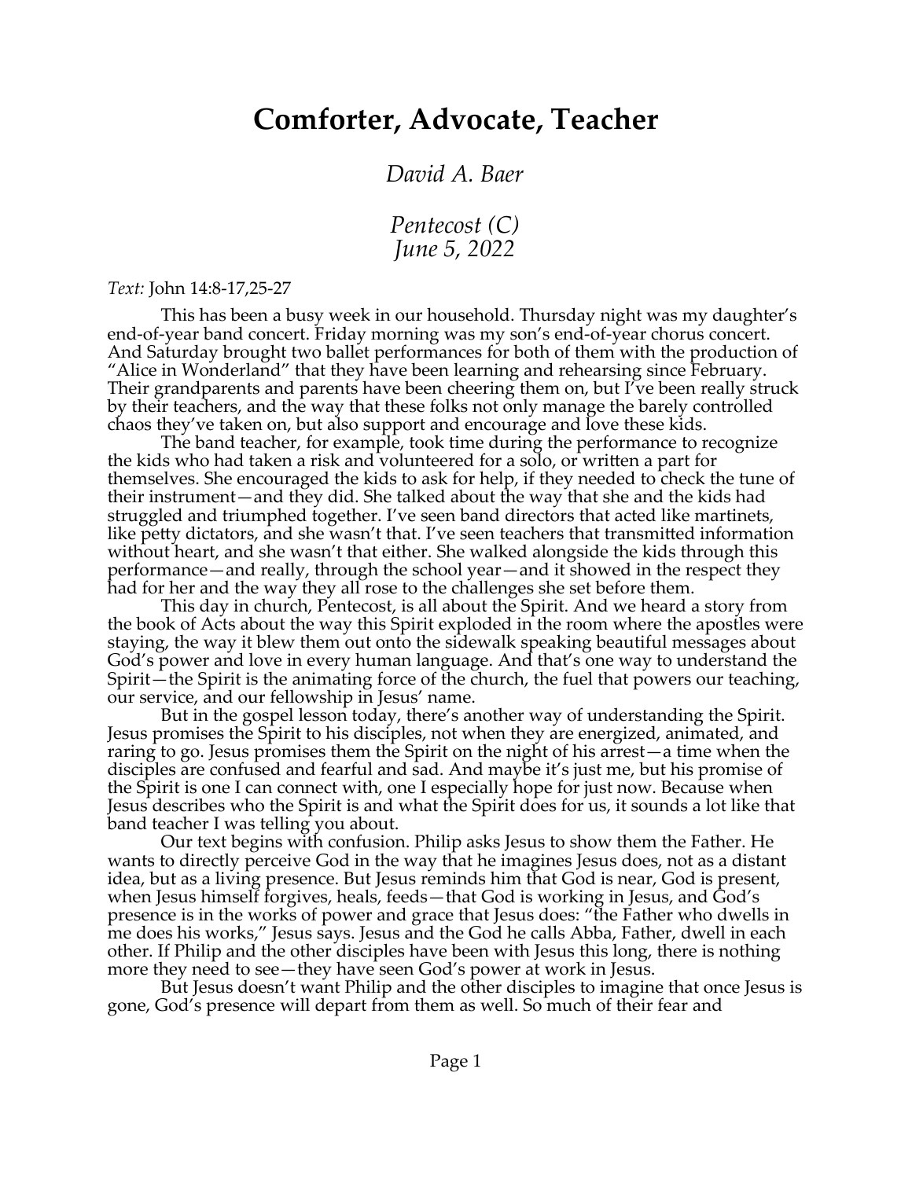# Comforter, Advocate, Teacher

*David A. Baer*

*Pentecost (C)*
*June 5, 2022*

*Text:* John 14:8-17,25-27

This has been a busy week in our household. Thursday night was my daughter's end-of-year band concert. Friday morning was my son's end-of-year chorus concert. And Saturday brought two ballet performances for both of them with the production of "Alice in Wonderland" that they have been learning and rehearsing since February. Their grandparents and parents have been cheering them on, but I've been really struck by their teachers, and the way that these folks not only manage the barely controlled chaos they've taken on, but also support and encourage and love these kids.

The band teacher, for example, took time during the performance to recognize the kids who had taken a risk and volunteered for a solo, or written a part for themselves. She encouraged the kids to ask for help, if they needed to check the tune of their instrument—and they did. She talked about the way that she and the kids had struggled and triumphed together. I've seen band directors that acted like martinets, like petty dictators, and she wasn't that. I've seen teachers that transmitted information without heart, and she wasn't that either. She walked alongside the kids through this performance—and really, through the school year—and it showed in the respect they had for her and the way they all rose to the challenges she set before them.

This day in church, Pentecost, is all about the Spirit. And we heard a story from the book of Acts about the way this Spirit exploded in the room where the apostles were staying, the way it blew them out onto the sidewalk speaking beautiful messages about God's power and love in every human language. And that's one way to understand the Spirit—the Spirit is the animating force of the church, the fuel that powers our teaching, our service, and our fellowship in Jesus' name.

But in the gospel lesson today, there's another way of understanding the Spirit. Jesus promises the Spirit to his disciples, not when they are energized, animated, and raring to go. Jesus promises them the Spirit on the night of his arrest—a time when the disciples are confused and fearful and sad. And maybe it's just me, but his promise of the Spirit is one I can connect with, one I especially hope for just now. Because when Jesus describes who the Spirit is and what the Spirit does for us, it sounds a lot like that band teacher I was telling you about.

Our text begins with confusion. Philip asks Jesus to show them the Father. He wants to directly perceive God in the way that he imagines Jesus does, not as a distant idea, but as a living presence. But Jesus reminds him that God is near, God is present, when Jesus himself forgives, heals, feeds—that God is working in Jesus, and God's presence is in the works of power and grace that Jesus does: "the Father who dwells in me does his works," Jesus says. Jesus and the God he calls Abba, Father, dwell in each other. If Philip and the other disciples have been with Jesus this long, there is nothing more they need to see—they have seen God's power at work in Jesus.

But Jesus doesn't want Philip and the other disciples to imagine that once Jesus is gone, God's presence will depart from them as well. So much of their fear and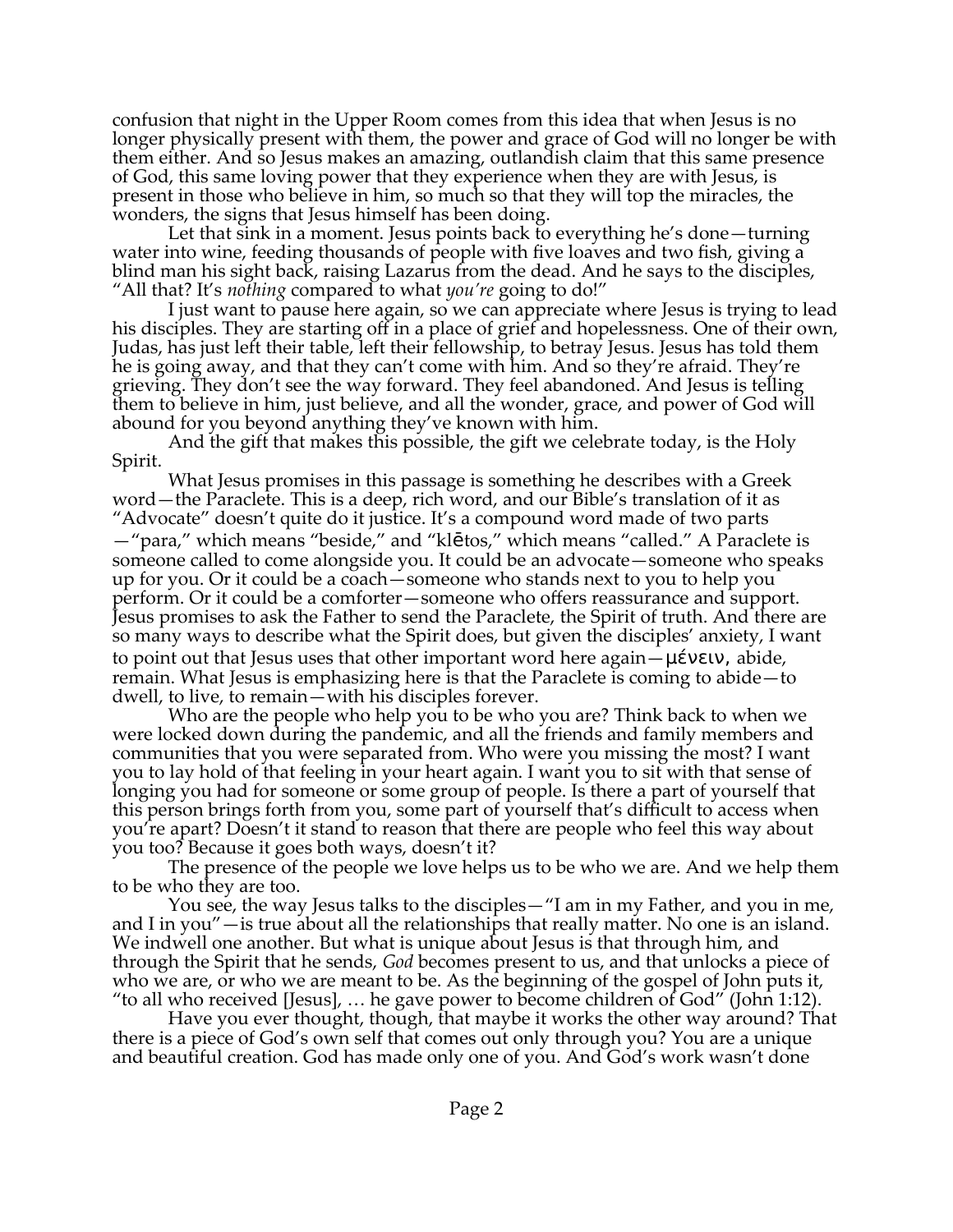confusion that night in the Upper Room comes from this idea that when Jesus is no longer physically present with them, the power and grace of God will no longer be with them either. And so Jesus makes an amazing, outlandish claim that this same presence of God, this same loving power that they experience when they are with Jesus, is present in those who believe in him, so much so that they will top the miracles, the wonders, the signs that Jesus himself has been doing.

Let that sink in a moment. Jesus points back to everything he's done—turning water into wine, feeding thousands of people with five loaves and two fish, giving a blind man his sight back, raising Lazarus from the dead. And he says to the disciples, "All that? It's *nothing* compared to what *you're* going to do!"

I just want to pause here again, so we can appreciate where Jesus is trying to lead his disciples. They are starting off in a place of grief and hopelessness. One of their own, Judas, has just left their table, left their fellowship, to betray Jesus. Jesus has told them he is going away, and that they can't come with him. And so they're afraid. They're grieving. They don't see the way forward. They feel abandoned. And Jesus is telling them to believe in him, just believe, and all the wonder, grace, and power of God will abound for you beyond anything they've known with him.

And the gift that makes this possible, the gift we celebrate today, is the Holy Spirit.

What Jesus promises in this passage is something he describes with a Greek word—the Paraclete. This is a deep, rich word, and our Bible's translation of it as "Advocate" doesn't quite do it justice. It's a compound word made of two parts—"para," which means "beside," and "klētos," which means "called." A Paraclete is someone called to come alongside you. It could be an advocate—someone who speaks up for you. Or it could be a coach—someone who stands next to you to help you perform. Or it could be a comforter—someone who offers reassurance and support. Jesus promises to ask the Father to send the Paraclete, the Spirit of truth. And there are so many ways to describe what the Spirit does, but given the disciples' anxiety, I want to point out that Jesus uses that other important word here again—μένειν, abide, remain. What Jesus is emphasizing here is that the Paraclete is coming to abide—to dwell, to live, to remain—with his disciples forever.

Who are the people who help you to be who you are? Think back to when we were locked down during the pandemic, and all the friends and family members and communities that you were separated from. Who were you missing the most? I want you to lay hold of that feeling in your heart again. I want you to sit with that sense of longing you had for someone or some group of people. Is there a part of yourself that this person brings forth from you, some part of yourself that's difficult to access when you're apart? Doesn't it stand to reason that there are people who feel this way about you too? Because it goes both ways, doesn't it?

The presence of the people we love helps us to be who we are. And we help them to be who they are too.

You see, the way Jesus talks to the disciples—"I am in my Father, and you in me, and I in you"—is true about all the relationships that really matter. No one is an island. We indwell one another. But what is unique about Jesus is that through him, and through the Spirit that he sends, *God* becomes present to us, and that unlocks a piece of who we are, or who we are meant to be. As the beginning of the gospel of John puts it, "to all who received [Jesus], … he gave power to become children of God" (John 1:12).

Have you ever thought, though, that maybe it works the other way around? That there is a piece of God's own self that comes out only through you? You are a unique and beautiful creation. God has made only one of you. And God's work wasn't done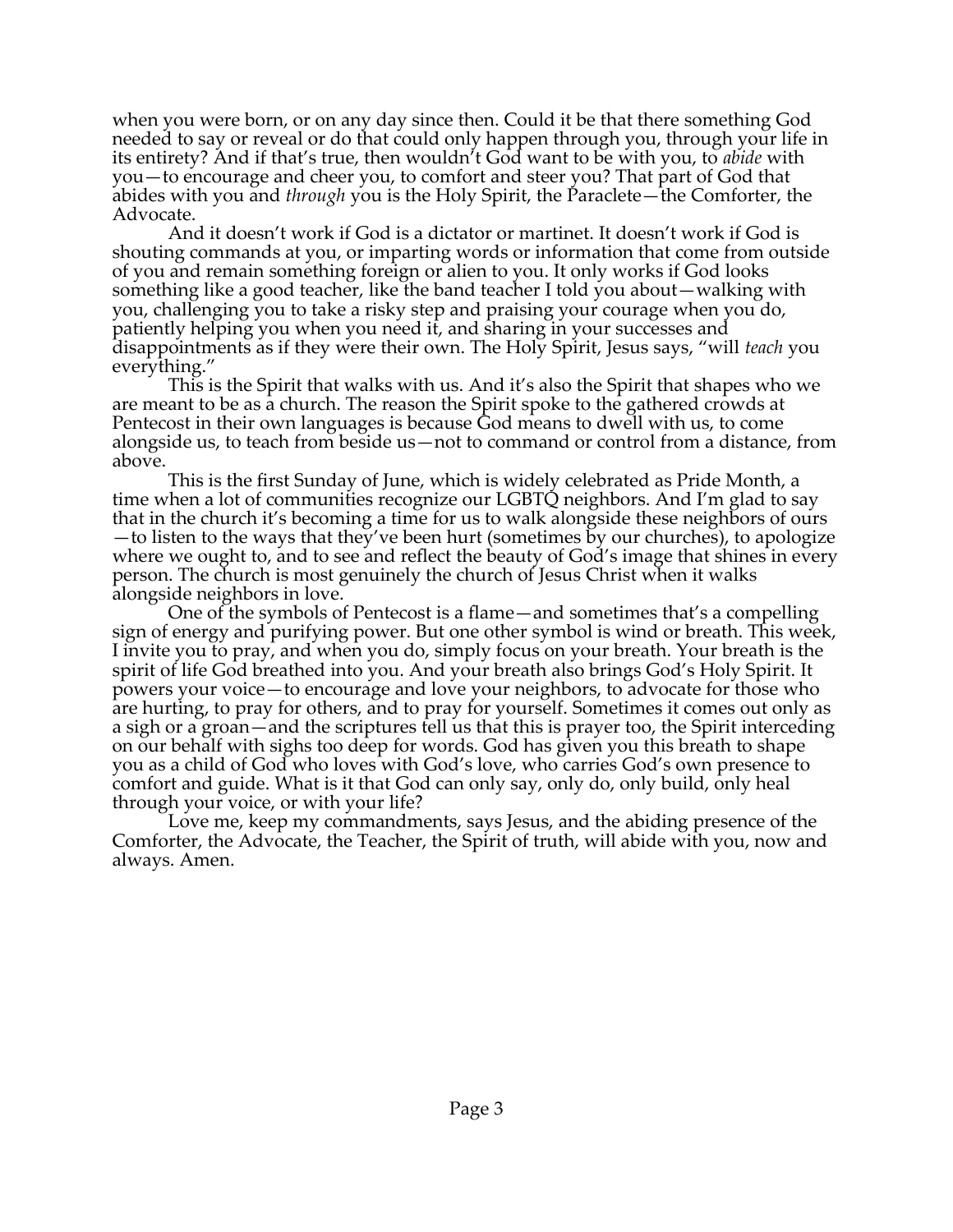when you were born, or on any day since then. Could it be that there something God needed to say or reveal or do that could only happen through you, through your life in its entirety? And if that's true, then wouldn't God want to be with you, to *abide* with you—to encourage and cheer you, to comfort and steer you? That part of God that abides with you and *through* you is the Holy Spirit, the Paraclete—the Comforter, the Advocate.

And it doesn't work if God is a dictator or martinet. It doesn't work if God is shouting commands at you, or imparting words or information that come from outside of you and remain something foreign or alien to you. It only works if God looks something like a good teacher, like the band teacher I told you about—walking with you, challenging you to take a risky step and praising your courage when you do, patiently helping you when you need it, and sharing in your successes and disappointments as if they were their own. The Holy Spirit, Jesus says, "will *teach* you everything."

This is the Spirit that walks with us. And it's also the Spirit that shapes who we are meant to be as a church. The reason the Spirit spoke to the gathered crowds at Pentecost in their own languages is because God means to dwell with us, to come alongside us, to teach from beside us—not to command or control from a distance, from above.

This is the first Sunday of June, which is widely celebrated as Pride Month, a time when a lot of communities recognize our LGBTQ neighbors. And I'm glad to say that in the church it's becoming a time for us to walk alongside these neighbors of ours—to listen to the ways that they've been hurt (sometimes by our churches), to apologize where we ought to, and to see and reflect the beauty of God's image that shines in every person. The church is most genuinely the church of Jesus Christ when it walks alongside neighbors in love.

One of the symbols of Pentecost is a flame—and sometimes that's a compelling sign of energy and purifying power. But one other symbol is wind or breath. This week, I invite you to pray, and when you do, simply focus on your breath. Your breath is the spirit of life God breathed into you. And your breath also brings God's Holy Spirit. It powers your voice—to encourage and love your neighbors, to advocate for those who are hurting, to pray for others, and to pray for yourself. Sometimes it comes out only as a sigh or a groan—and the scriptures tell us that this is prayer too, the Spirit interceding on our behalf with sighs too deep for words. God has given you this breath to shape you as a child of God who loves with God's love, who carries God's own presence to comfort and guide. What is it that God can only say, only do, only build, only heal through your voice, or with your life?

Love me, keep my commandments, says Jesus, and the abiding presence of the Comforter, the Advocate, the Teacher, the Spirit of truth, will abide with you, now and always. Amen.